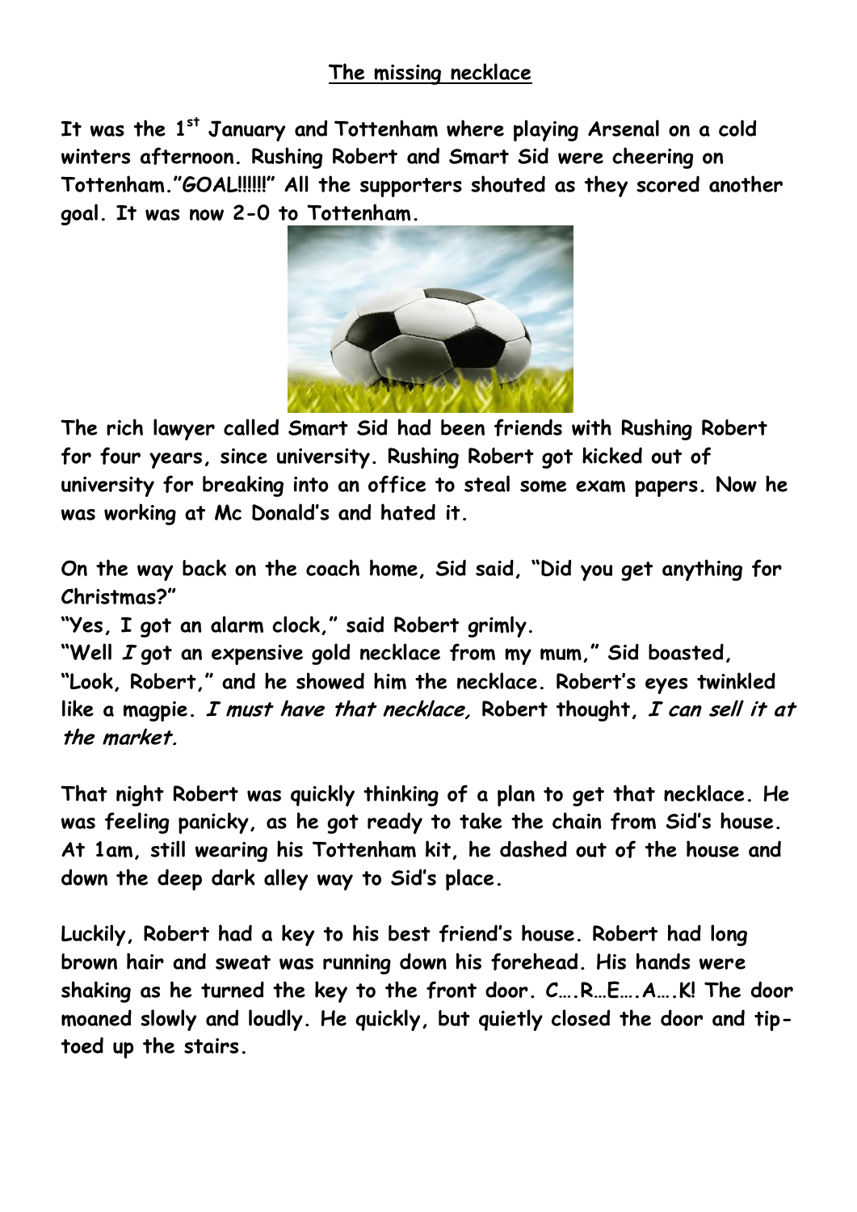## The missing necklace

**It was the 1st January and Tottenham where playing Arsenal on a cold winters afternoon. Rushing Robert and Smart Sid were cheering on Tottenham."GOAL!!!!!!" All the supporters shouted as they scored another goal. It was now 2-0 to Tottenham.**

**The rich lawyer called Smart Sid had been friends with Rushing Robert for four years, since university. Rushing Robert got kicked out of university for breaking into an office to steal some exam papers. Now he was working at Mc Donald's and hated it.**

**On the way back on the coach home, Sid said, "Did you get anything for Christmas?"**

**"Yes, I got an alarm clock," said Robert grimly.**

**"Well *I* got an expensive gold necklace from my mum," Sid boasted, "Look, Robert," and he showed him the necklace. Robert's eyes twinkled like a magpie. *I must have that necklace,* Robert thought, *I can sell it at the market.***

**That night Robert was quickly thinking of a plan to get that necklace. He was feeling panicky, as he got ready to take the chain from Sid's house. At 1am, still wearing his Tottenham kit, he dashed out of the house and down the deep dark alley way to Sid's place.**

**Luckily, Robert had a key to his best friend's house. Robert had long brown hair and sweat was running down his forehead. His hands were shaking as he turned the key to the front door. C….R…E….A….K! The door moaned slowly and loudly. He quickly, but quietly closed the door and tip-toed up the stairs.**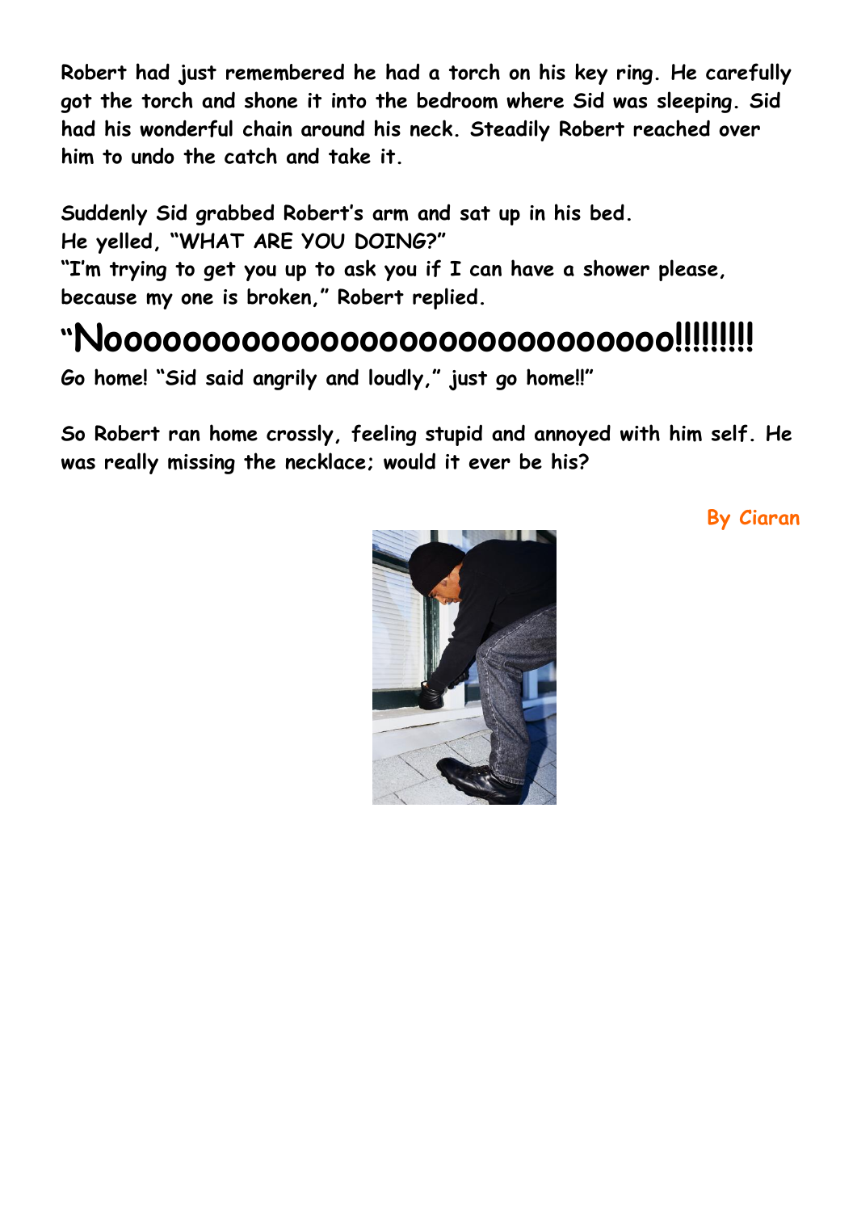**Robert had just remembered he had a torch on his key ring. He carefully got the torch and shone it into the bedroom where Sid was sleeping. Sid had his wonderful chain around his neck. Steadily Robert reached over him to undo the catch and take it.**

**Suddenly Sid grabbed Robert's arm and sat up in his bed.**
**He yelled, "WHAT ARE YOU DOING?"**
**"I'm trying to get you up to ask if I can have a shower please, because my one is broken," Robert replied.**

# "Nooooooooooooooooooooooooooooo!!!!!!!!!

**Go home! "Sid said angrily and loudly," just go home!!"**

**So Robert ran home crossly, feeling stupid and annoyed with him self. He was really missing the necklace; would it ever be his?**

**By Ciaran**